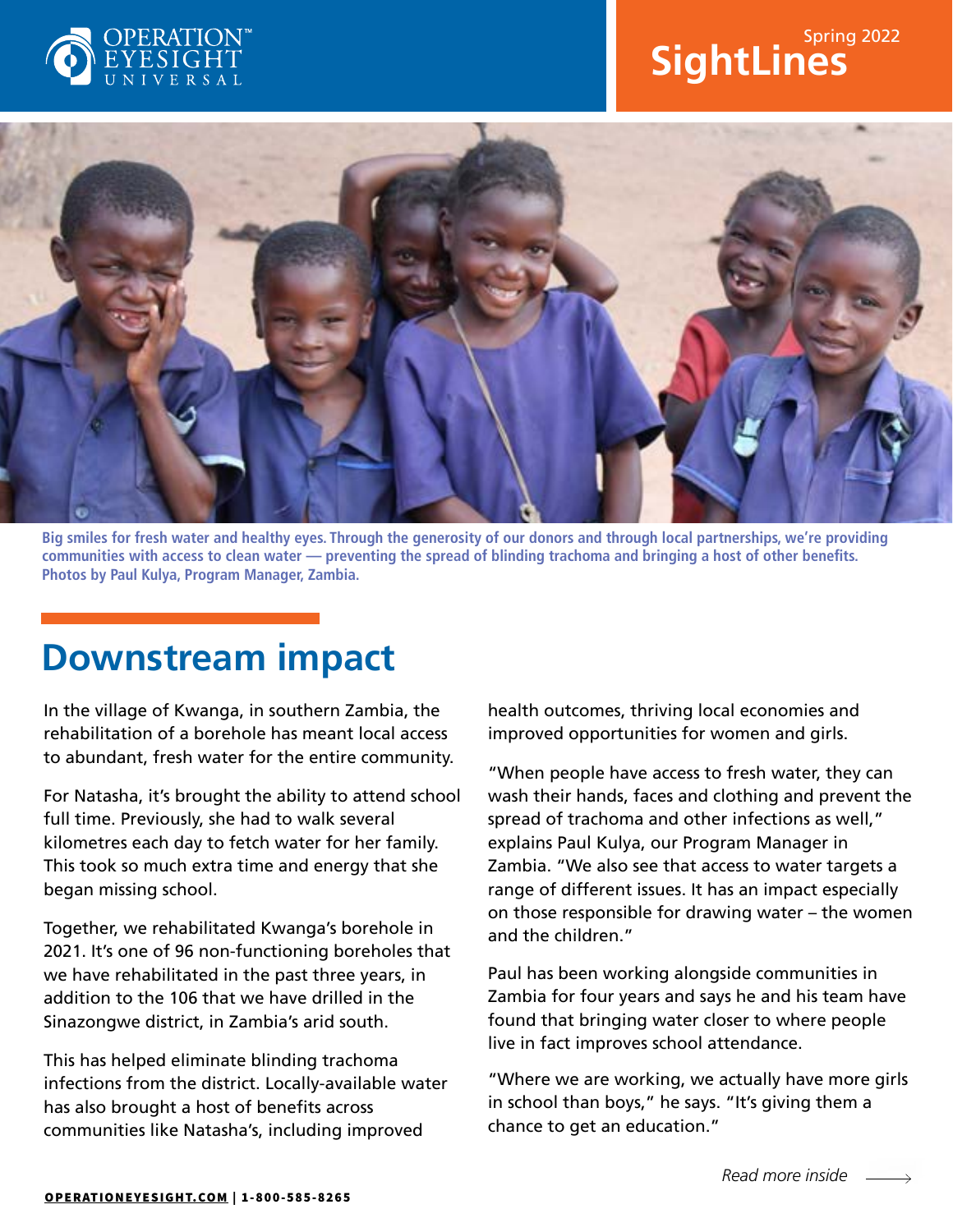OPERATION™ EYESIGHT UNIVERSAL

Spring 2022

**SightLines**

**Big smiles for fresh water and healthy eyes. Through the generosity of our donors and through local partnerships, we're providing communities with access to clean water — preventing the spread of blinding trachoma and bringing a host of other benefits. Photos by Paul Kulya, Program Manager, Zambia.**

# Downstream impact

In the village of Kwanga, in southern Zambia, the rehabilitation of a borehole has meant local access to abundant, fresh water for the entire community.

For Natasha, it's brought the ability to attend school full time. Previously, she had to walk several kilometres each day to fetch water for her family. This took so much extra time and energy that she began missing school.

Together, we rehabilitated Kwanga's borehole in 2021. It's one of 96 non-functioning boreholes that we have rehabilitated in the past three years, in addition to the 106 that we have drilled in the Sinazongwe district, in Zambia's arid south.

This has helped eliminate blinding trachoma infections from the district. Locally-available water has also brought a host of benefits across communities like Natasha's, including improved health outcomes, thriving local economies and improved opportunities for women and girls.

"When people have access to fresh water, they can wash their hands, faces and clothing and prevent the spread of trachoma and other infections as well," explains Paul Kulya, our Program Manager in Zambia. "We also see that access to water targets a range of different issues. It has an impact especially on those responsible for drawing water – the women and the children."

Paul has been working alongside communities in Zambia for four years and says he and his team have found that bringing water closer to where people live in fact improves school attendance.

"Where we are working, we actually have more girls in school than boys," he says. "It's giving them a chance to get an education."

*Read more inside* ⟶

**OPERATIONEYESIGHT.COM | 1-800-585-8265**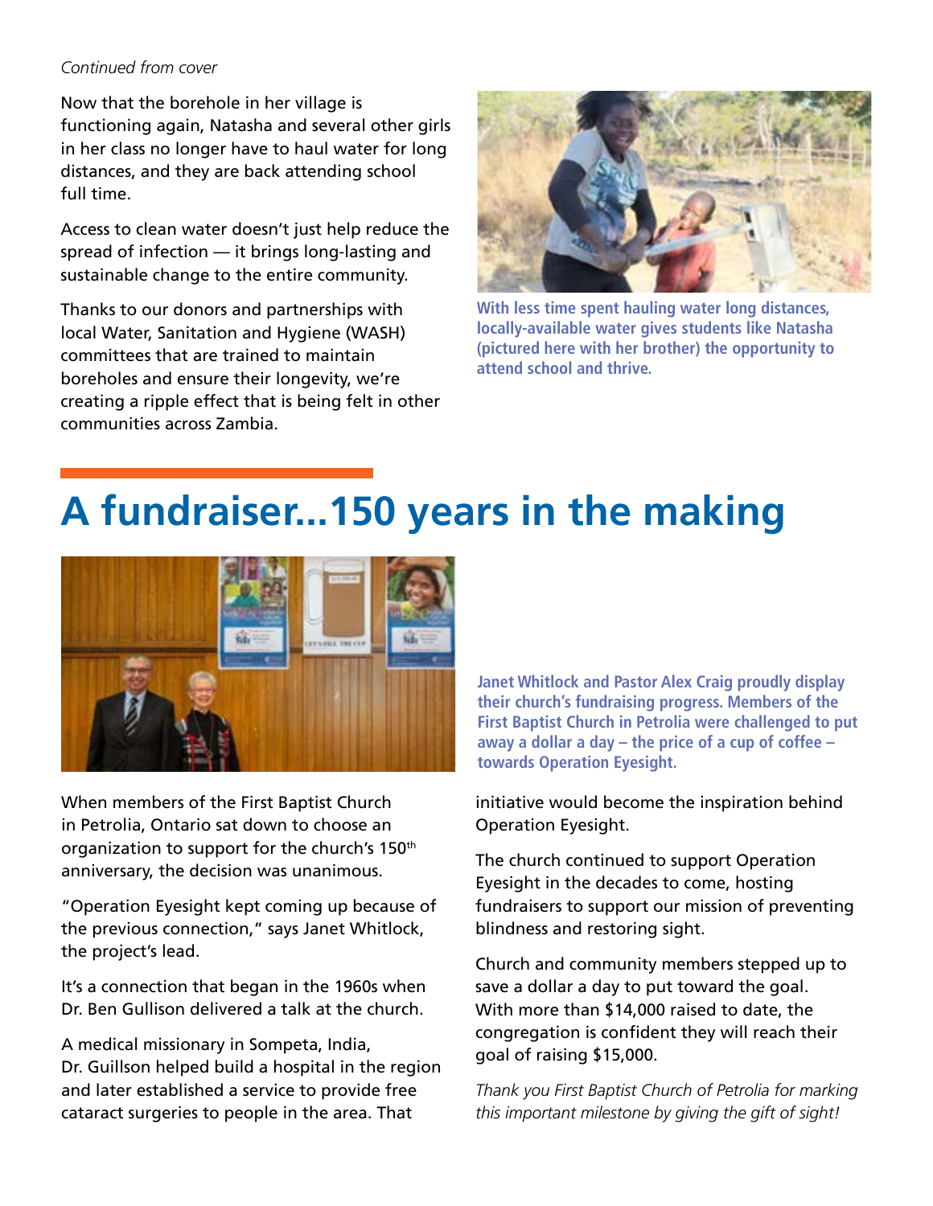*Continued from cover*

Now that the borehole in her village is functioning again, Natasha and several other girls in her class no longer have to haul water for long distances, and they are back attending school full time.

Access to clean water doesn't just help reduce the spread of infection — it brings long-lasting and sustainable change to the entire community.

Thanks to our donors and partnerships with local Water, Sanitation and Hygiene (WASH) committees that are trained to maintain boreholes and ensure their longevity, we're creating a ripple effect that is being felt in other communities across Zambia.

**With less time spent hauling water long distances, locally-available water gives students like Natasha (pictured here with her brother) the opportunity to attend school and thrive.**

# A fundraiser...150 years in the making

**Janet Whitlock and Pastor Alex Craig proudly display their church's fundraising progress. Members of the First Baptist Church in Petrolia were challenged to put away a dollar a day – the price of a cup of coffee – towards Operation Eyesight.**

When members of the First Baptist Church in Petrolia, Ontario sat down to choose an organization to support for the church's 150th anniversary, the decision was unanimous.

"Operation Eyesight kept coming up because of the previous connection," says Janet Whitlock, the project's lead.

It's a connection that began in the 1960s when Dr. Ben Gullison delivered a talk at the church.

A medical missionary in Sompeta, India, Dr. Guillson helped build a hospital in the region and later established a service to provide free cataract surgeries to people in the area. That initiative would become the inspiration behind Operation Eyesight.

The church continued to support Operation Eyesight in the decades to come, hosting fundraisers to support our mission of preventing blindness and restoring sight.

Church and community members stepped up to save a dollar a day to put toward the goal. With more than $14,000 raised to date, the congregation is confident they will reach their goal of raising $15,000.

*Thank you First Baptist Church of Petrolia for marking this important milestone by giving the gift of sight!*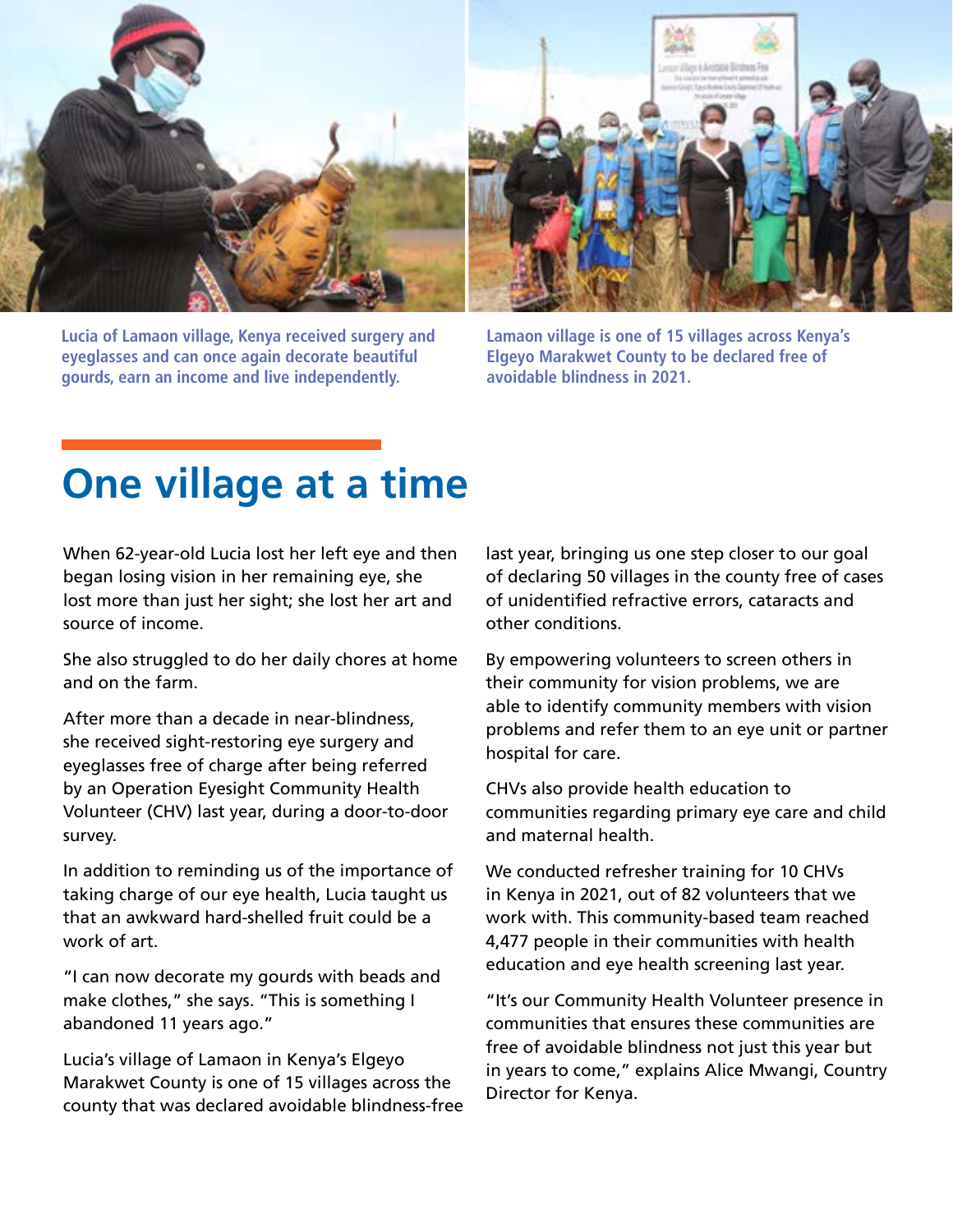Lucia of Lamaon village, Kenya received surgery and eyeglasses and can once again decorate beautiful gourds, earn an income and live independently.

Lamaon village is one of 15 villages across Kenya's Elgeyo Marakwet County to be declared free of avoidable blindness in 2021.

# One village at a time

When 62-year-old Lucia lost her left eye and then began losing vision in her remaining eye, she lost more than just her sight; she lost her art and source of income.

She also struggled to do her daily chores at home and on the farm.

After more than a decade in near-blindness, she received sight-restoring eye surgery and eyeglasses free of charge after being referred by an Operation Eyesight Community Health Volunteer (CHV) last year, during a door-to-door survey.

In addition to reminding us of the importance of taking charge of our eye health, Lucia taught us that an awkward hard-shelled fruit could be a work of art.

"I can now decorate my gourds with beads and make clothes," she says. "This is something I abandoned 11 years ago."

Lucia's village of Lamaon in Kenya's Elgeyo Marakwet County is one of 15 villages across the county that was declared avoidable blindness-free last year, bringing us one step closer to our goal of declaring 50 villages in the county free of cases of unidentified refractive errors, cataracts and other conditions.

By empowering volunteers to screen others in their community for vision problems, we are able to identify community members with vision problems and refer them to an eye unit or partner hospital for care.

CHVs also provide health education to communities regarding primary eye care and child and maternal health.

We conducted refresher training for 10 CHVs in Kenya in 2021, out of 82 volunteers that we work with. This community-based team reached 4,477 people in their communities with health education and eye health screening last year.

"It's our Community Health Volunteer presence in communities that ensures these communities are free of avoidable blindness not just this year but in years to come," explains Alice Mwangi, Country Director for Kenya.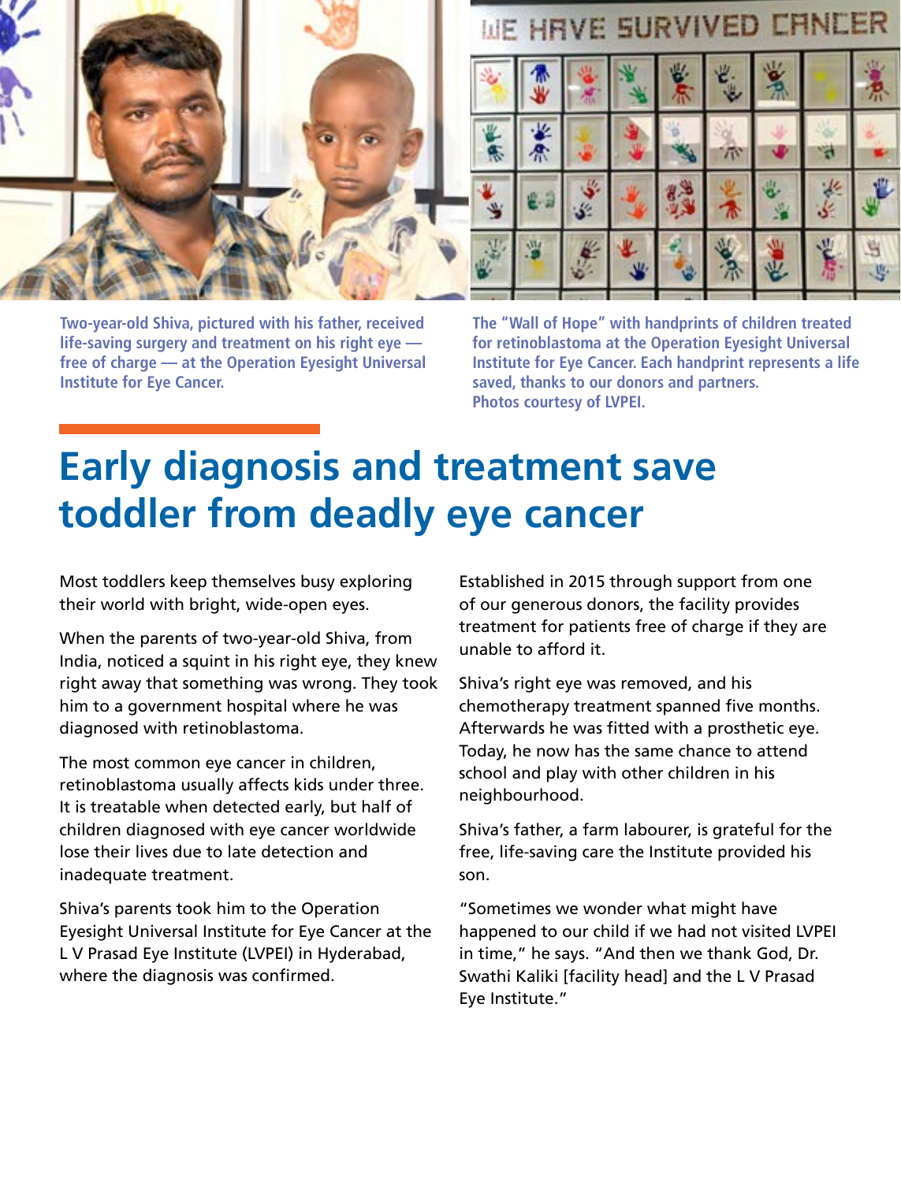Two-year-old Shiva, pictured with his father, received life-saving surgery and treatment on his right eye — free of charge — at the Operation Eyesight Universal Institute for Eye Cancer.

The "Wall of Hope" with handprints of children treated for retinoblastoma at the Operation Eyesight Universal Institute for Eye Cancer. Each handprint represents a life saved, thanks to our donors and partners. Photos courtesy of LVPEI.

# Early diagnosis and treatment save toddler from deadly eye cancer

Most toddlers keep themselves busy exploring their world with bright, wide-open eyes.

When the parents of two-year-old Shiva, from India, noticed a squint in his right eye, they knew right away that something was wrong. They took him to a government hospital where he was diagnosed with retinoblastoma.

The most common eye cancer in children, retinoblastoma usually affects kids under three. It is treatable when detected early, but half of children diagnosed with eye cancer worldwide lose their lives due to late detection and inadequate treatment.

Shiva's parents took him to the Operation Eyesight Universal Institute for Eye Cancer at the L V Prasad Eye Institute (LVPEI) in Hyderabad, where the diagnosis was confirmed.

Established in 2015 through support from one of our generous donors, the facility provides treatment for patients free of charge if they are unable to afford it.

Shiva's right eye was removed, and his chemotherapy treatment spanned five months. Afterwards he was fitted with a prosthetic eye. Today, he now has the same chance to attend school and play with other children in his neighbourhood.

Shiva's father, a farm labourer, is grateful for the free, life-saving care the Institute provided his son.

"Sometimes we wonder what might have happened to our child if we had not visited LVPEI in time," he says. "And then we thank God, Dr. Swathi Kaliki [facility head] and the L V Prasad Eye Institute."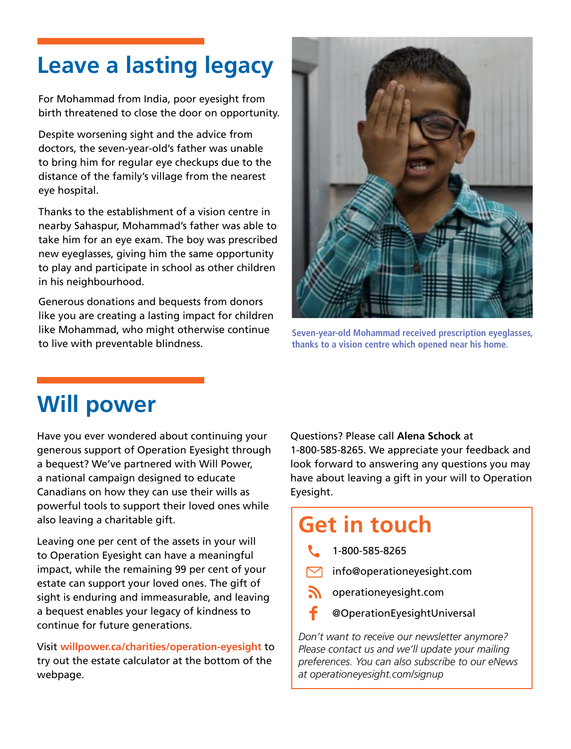# Leave a lasting legacy

For Mohammad from India, poor eyesight from birth threatened to close the door on opportunity.

Despite worsening sight and the advice from doctors, the seven-year-old's father was unable to bring him for regular eye checkups due to the distance of the family's village from the nearest eye hospital.

Thanks to the establishment of a vision centre in nearby Sahaspur, Mohammad's father was able to take him for an eye exam. The boy was prescribed new eyeglasses, giving him the same opportunity to play and participate in school as other children in his neighbourhood.

Generous donations and bequests from donors like you are creating a lasting impact for children like Mohammad, who might otherwise continue to live with preventable blindness.

Seven-year-old Mohammad received prescription eyeglasses, thanks to a vision centre which opened near his home.

# Will power

Have you ever wondered about continuing your generous support of Operation Eyesight through a bequest? We've partnered with Will Power, a national campaign designed to educate Canadians on how they can use their wills as powerful tools to support their loved ones while also leaving a charitable gift.

Leaving one per cent of the assets in your will to Operation Eyesight can have a meaningful impact, while the remaining 99 per cent of your estate can support your loved ones. The gift of sight is enduring and immeasurable, and leaving a bequest enables your legacy of kindness to continue for future generations.

Visit willpower.ca/charities/operation-eyesight to try out the estate calculator at the bottom of the webpage.

Questions? Please call **Alena Schock** at 1-800-585-8265. We appreciate your feedback and look forward to answering any questions you may have about leaving a gift in your will to Operation Eyesight.

## Get in touch

- 1-800-585-8265
- info@operationeyesight.com
- operationeyesight.com
- @OperationEyesightUniversal

*Don't want to receive our newsletter anymore? Please contact us and we'll update your mailing preferences. You can also subscribe to our eNews at operationeyesight.com/signup*